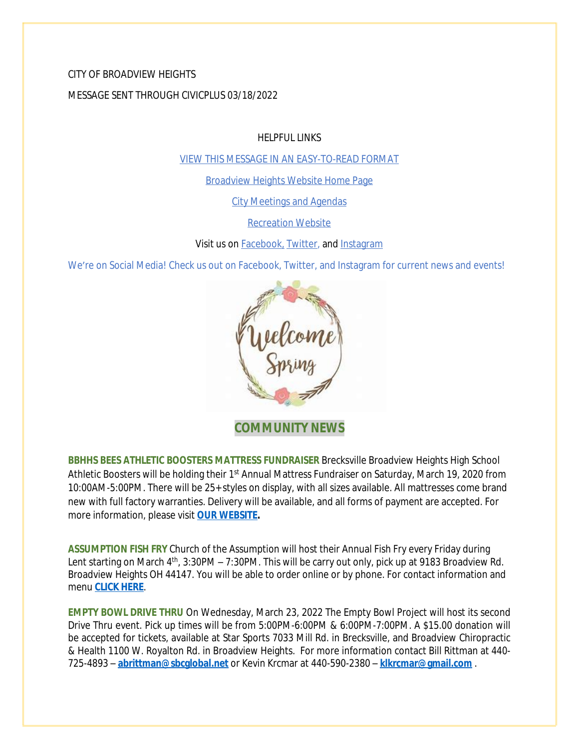CITY OF BROADVIEW HEIGHTS

MESSAGE SENT THROUGH CIVICPLUS 03/18/2022

HELPFUL LINKS

VIEW THIS MESSAGE IN AN EASY-TO-READ FORMAT

Broadview Heights Website Home Page

City Meetings and Agendas

Recreation Website

Visit us on Facebook, Twitter, and Instagram

We're on Social Media! Check us out on Facebook, Twitter, and Instagram for current news and events!

## COMMUNITY NEWS

**BBHHS BEES ATHLETIC BOOSTERS MATTRESS FUNDRAISER** Brecksville Broadview Heights High School Athletic Boosters will be holding their 1st Annual Mattress Fundraiser on Saturday, March 19, 2020 from 10:00AM-5:00PM. There will be 25+ styles on display, with all sizes available. All mattresses come brand new with full factory warranties. Delivery will be available, and all forms of payment are accepted. For more information, please visit **OUR WEBSITE.**

**ASSUMPTION FISH FRY** Church of the Assumption will host their Annual Fish Fry every Friday during Lent starting on March 4th, 3:30PM – 7:30PM. This will be carry out only, pick up at 9183 Broadview Rd. Broadview Heights OH 44147. You will be able to order online or by phone. For contact information and menu **CLICK HERE**.

**EMPTY BOWL DRIVE THRU** On Wednesday, March 23, 2022 The Empty Bowl Project will host its second Drive Thru event. Pick up times will be from 5:00PM-6:00PM & 6:00PM-7:00PM. A $15.00 donation will be accepted for tickets, available at Star Sports 7033 Mill Rd. in Brecksville, and Broadview Chiropractic & Health 1100 W. Royalton Rd. in Broadview Heights. For more information contact Bill Rittman at 440-725-4893 – **abrittman@sbcglobal.net** or Kevin Krcmar at 440-590-2380 – **klkrcmar@gmail.com** .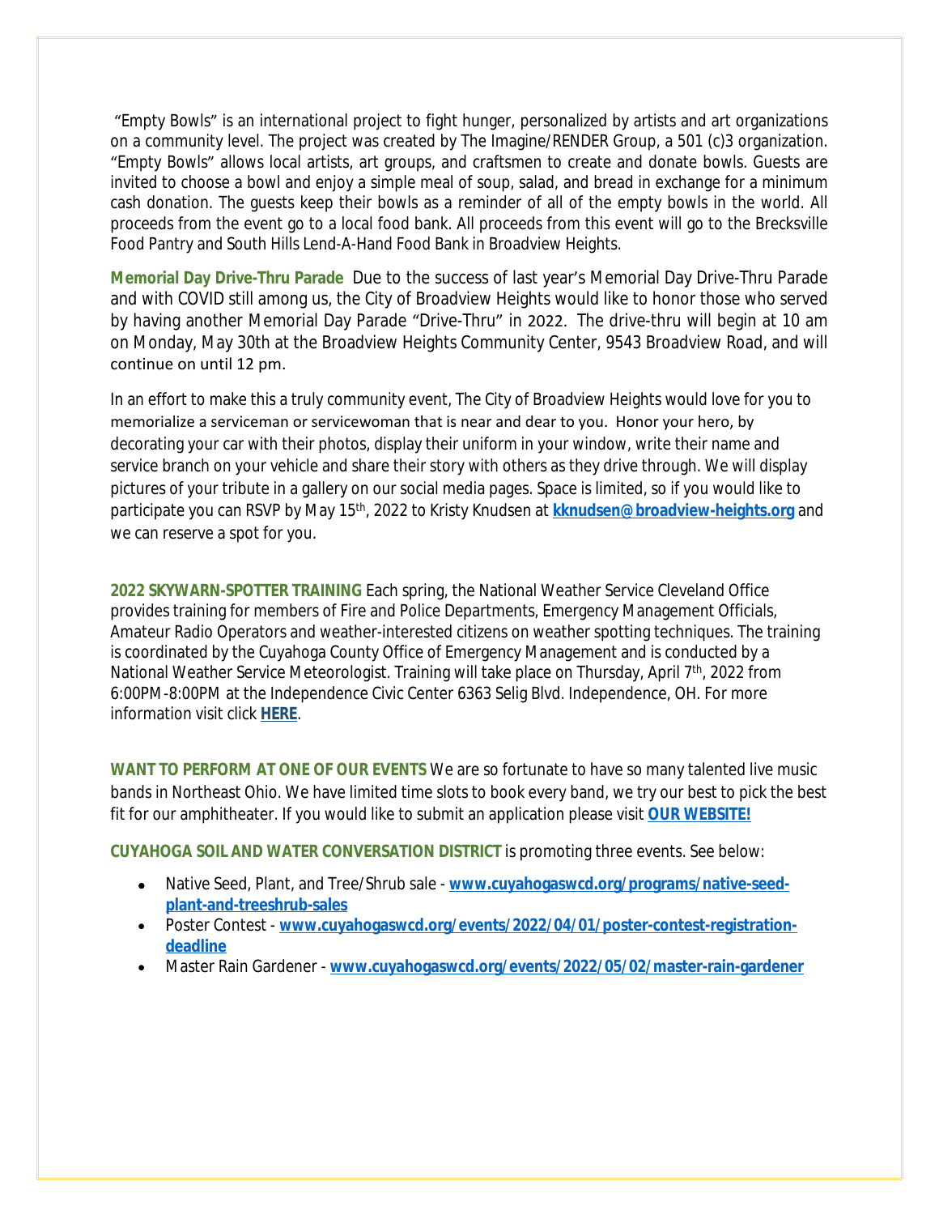"Empty Bowls" is an international project to fight hunger, personalized by artists and art organizations on a community level. The project was created by The Imagine/RENDER Group, a 501 (c)3 organization. "Empty Bowls" allows local artists, art groups, and craftsmen to create and donate bowls. Guests are invited to choose a bowl and enjoy a simple meal of soup, salad, and bread in exchange for a minimum cash donation. The guests keep their bowls as a reminder of all of the empty bowls in the world. All proceeds from the event go to a local food bank. All proceeds from this event will go to the Brecksville Food Pantry and South Hills Lend-A-Hand Food Bank in Broadview Heights.

**Memorial Day Drive-Thru Parade** Due to the success of last year's Memorial Day Drive-Thru Parade and with COVID still among us, the City of Broadview Heights would like to honor those who served by having another Memorial Day Parade "Drive-Thru" in 2022. The drive-thru will begin at 10 am on Monday, May 30th at the Broadview Heights Community Center, 9543 Broadview Road, and will continue on until 12 pm.

In an effort to make this a truly community event, The City of Broadview Heights would love for you to memorialize a serviceman or servicewoman that is near and dear to you. Honor your hero, by decorating your car with their photos, display their uniform in your window, write their name and service branch on your vehicle and share their story with others as they drive through. We will display pictures of your tribute in a gallery on our social media pages. Space is limited, so if you would like to participate you can RSVP by May 15th, 2022 to Kristy Knudsen at **kknudsen@broadview-heights.org** and we can reserve a spot for you.

**2022 SKYWARN-SPOTTER TRAINING** Each spring, the National Weather Service Cleveland Office provides training for members of Fire and Police Departments, Emergency Management Officials, Amateur Radio Operators and weather-interested citizens on weather spotting techniques. The training is coordinated by the Cuyahoga County Office of Emergency Management and is conducted by a National Weather Service Meteorologist. Training will take place on Thursday, April 7th, 2022 from 6:00PM-8:00PM at the Independence Civic Center 6363 Selig Blvd. Independence, OH. For more information visit click **HERE**.

**WANT TO PERFORM AT ONE OF OUR EVENTS** We are so fortunate to have so many talented live music bands in Northeast Ohio. We have limited time slots to book every band, we try our best to pick the best fit for our amphitheater. If you would like to submit an application please visit **OUR WEBSITE!**

**CUYAHOGA SOIL AND WATER CONVERSATION DISTRICT** is promoting three events. See below:

- Native Seed, Plant, and Tree/Shrub sale - **www.cuyahogaswcd.org/programs/native-seed-plant-and-treeshrub-sales**
- Poster Contest - **www.cuyahogaswcd.org/events/2022/04/01/poster-contest-registration-deadline**
- Master Rain Gardener - **www.cuyahogaswcd.org/events/2022/05/02/master-rain-gardener**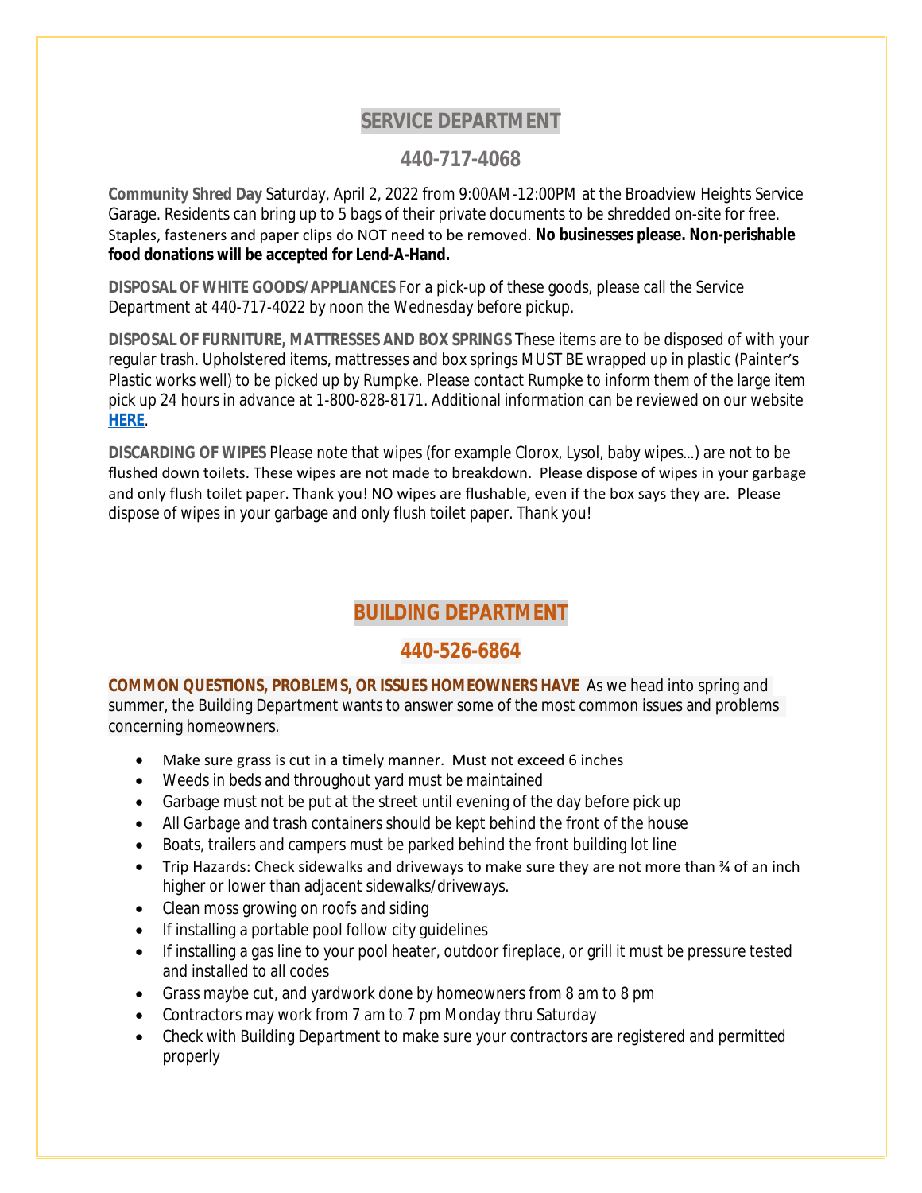## SERVICE DEPARTMENT

## 440-717-4068

**Community Shred Day** Saturday, April 2, 2022 from 9:00AM-12:00PM at the Broadview Heights Service Garage. Residents can bring up to 5 bags of their private documents to be shredded on-site for free. Staples, fasteners and paper clips do NOT need to be removed. **No businesses please. Non-perishable food donations will be accepted for Lend-A-Hand.**

**DISPOSAL OF WHITE GOODS/APPLIANCES** For a pick-up of these goods, please call the Service Department at 440-717-4022 by noon the Wednesday before pickup.

**DISPOSAL OF FURNITURE, MATTRESSES AND BOX SPRINGS** These items are to be disposed of with your regular trash. Upholstered items, mattresses and box springs MUST BE wrapped up in plastic (Painter's Plastic works well) to be picked up by Rumpke. Please contact Rumpke to inform them of the large item pick up 24 hours in advance at 1-800-828-8171. Additional information can be reviewed on our website **HERE**.

**DISCARDING OF WIPES** Please note that wipes (for example Clorox, Lysol, baby wipes…) are not to be flushed down toilets. These wipes are not made to breakdown. Please dispose of wipes in your garbage and only flush toilet paper. Thank you! NO wipes are flushable, even if the box says they are. Please dispose of wipes in your garbage and only flush toilet paper. Thank you!

## BUILDING DEPARTMENT

## 440-526-6864

**COMMON QUESTIONS, PROBLEMS, OR ISSUES HOMEOWNERS HAVE** As we head into spring and summer, the Building Department wants to answer some of the most common issues and problems concerning homeowners.

- Make sure grass is cut in a timely manner. Must not exceed 6 inches
- Weeds in beds and throughout yard must be maintained
- Garbage must not be put at the street until evening of the day before pick up
- All Garbage and trash containers should be kept behind the front of the house
- Boats, trailers and campers must be parked behind the front building lot line
- Trip Hazards: Check sidewalks and driveways to make sure they are not more than ¾ of an inch higher or lower than adjacent sidewalks/driveways.
- Clean moss growing on roofs and siding
- If installing a portable pool follow city guidelines
- If installing a gas line to your pool heater, outdoor fireplace, or grill it must be pressure tested and installed to all codes
- Grass maybe cut, and yardwork done by homeowners from 8 am to 8 pm
- Contractors may work from 7 am to 7 pm Monday thru Saturday
- Check with Building Department to make sure your contractors are registered and permitted properly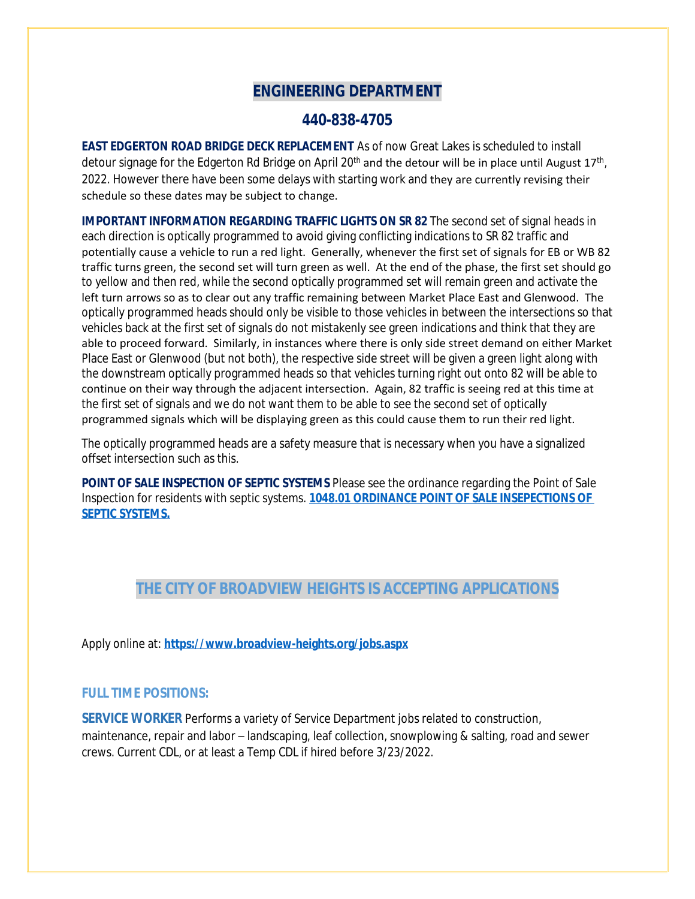## ENGINEERING DEPARTMENT

## 440-838-4705

**EAST EDGERTON ROAD BRIDGE DECK REPLACEMENT** As of now Great Lakes is scheduled to install detour signage for the Edgerton Rd Bridge on April 20th and the detour will be in place until August 17th, 2022. However there have been some delays with starting work and they are currently revising their schedule so these dates may be subject to change.

**IMPORTANT INFORMATION REGARDING TRAFFIC LIGHTS ON SR 82** The second set of signal heads in each direction is optically programmed to avoid giving conflicting indications to SR 82 traffic and potentially cause a vehicle to run a red light. Generally, whenever the first set of signals for EB or WB 82 traffic turns green, the second set will turn green as well. At the end of the phase, the first set should go to yellow and then red, while the second optically programmed set will remain green and activate the left turn arrows so as to clear out any traffic remaining between Market Place East and Glenwood. The optically programmed heads should only be visible to those vehicles in between the intersections so that vehicles back at the first set of signals do not mistakenly see green indications and think that they are able to proceed forward. Similarly, in instances where there is only side street demand on either Market Place East or Glenwood (but not both), the respective side street will be given a green light along with the downstream optically programmed heads so that vehicles turning right out onto 82 will be able to continue on their way through the adjacent intersection. Again, 82 traffic is seeing red at this time at the first set of signals and we do not want them to be able to see the second set of optically programmed signals which will be displaying green as this could cause them to run their red light.

The optically programmed heads are a safety measure that is necessary when you have a signalized offset intersection such as this.

**POINT OF SALE INSPECTION OF SEPTIC SYSTEMS** Please see the ordinance regarding the Point of Sale Inspection for residents with septic systems. **1048.01 ORDINANCE POINT OF SALE INSEPECTIONS OF SEPTIC SYSTEMS.**

## THE CITY OF BROADVIEW HEIGHTS IS ACCEPTING APPLICATIONS

Apply online at: **https://www.broadview-heights.org/jobs.aspx**

### FULL TIME POSITIONS:

**SERVICE WORKER** Performs a variety of Service Department jobs related to construction, maintenance, repair and labor – landscaping, leaf collection, snowplowing & salting, road and sewer crews. Current CDL, or at least a Temp CDL if hired before 3/23/2022.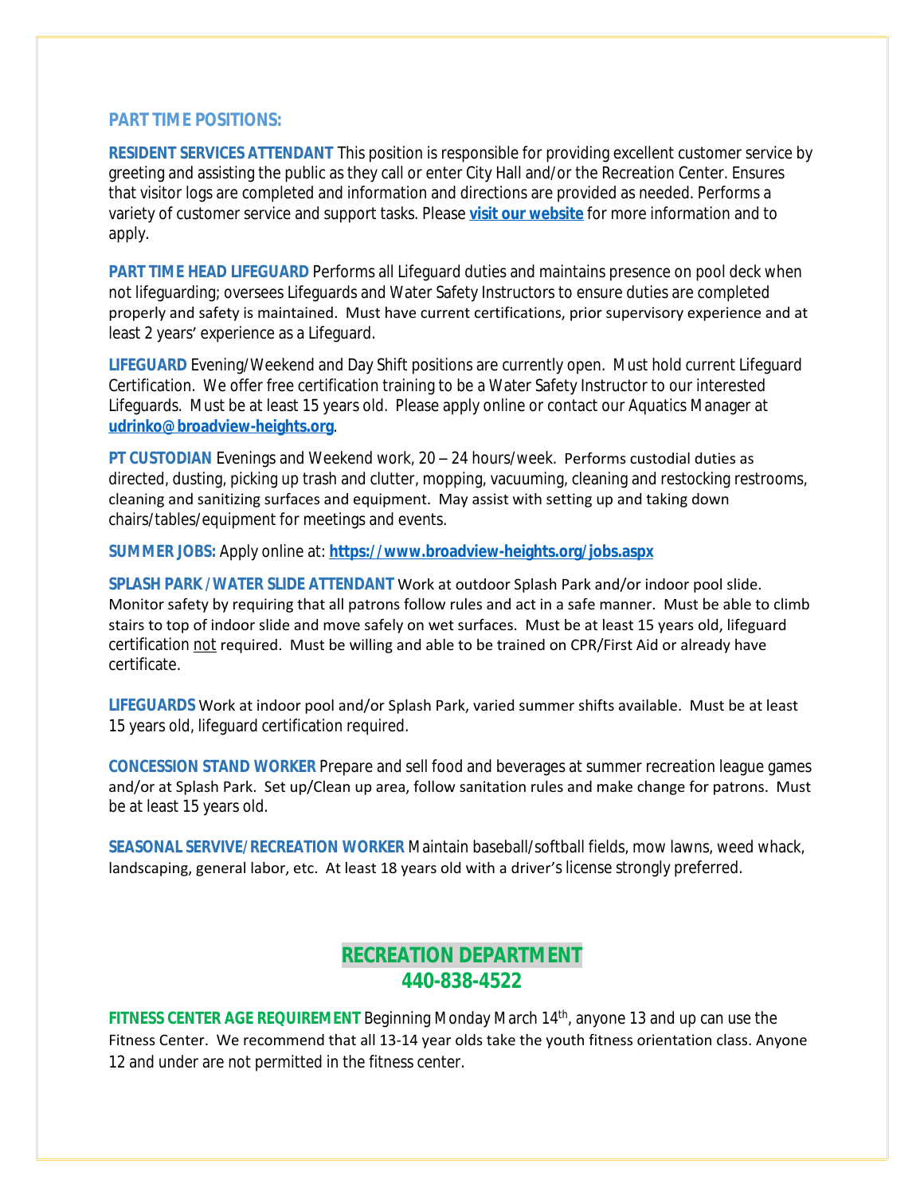## PART TIME POSITIONS:

**RESIDENT SERVICES ATTENDANT** This position is responsible for providing excellent customer service by greeting and assisting the public as they call or enter City Hall and/or the Recreation Center. Ensures that visitor logs are completed and information and directions are provided as needed. Performs a variety of customer service and support tasks. Please **visit our website** for more information and to apply.

**PART TIME HEAD LIFEGUARD** Performs all Lifeguard duties and maintains presence on pool deck when not lifeguarding; oversees Lifeguards and Water Safety Instructors to ensure duties are completed properly and safety is maintained. Must have current certifications, prior supervisory experience and at least 2 years' experience as a Lifeguard.

**LIFEGUARD** Evening/Weekend and Day Shift positions are currently open. Must hold current Lifeguard Certification. We offer free certification training to be a Water Safety Instructor to our interested Lifeguards. Must be at least 15 years old. Please apply online or contact our Aquatics Manager at **udrinko@broadview-heights.org**.

**PT CUSTODIAN** Evenings and Weekend work, 20 – 24 hours/week. Performs custodial duties as directed, dusting, picking up trash and clutter, mopping, vacuuming, cleaning and restocking restrooms, cleaning and sanitizing surfaces and equipment. May assist with setting up and taking down chairs/tables/equipment for meetings and events.

**SUMMER JOBS:** Apply online at: **https://www.broadview-heights.org/jobs.aspx**

**SPLASH PARK / WATER SLIDE ATTENDANT** Work at outdoor Splash Park and/or indoor pool slide. Monitor safety by requiring that all patrons follow rules and act in a safe manner. Must be able to climb stairs to top of indoor slide and move safely on wet surfaces. Must be at least 15 years old, lifeguard certification not required. Must be willing and able to be trained on CPR/First Aid or already have certificate.

**LIFEGUARDS** Work at indoor pool and/or Splash Park, varied summer shifts available. Must be at least 15 years old, lifeguard certification required.

**CONCESSION STAND WORKER** Prepare and sell food and beverages at summer recreation league games and/or at Splash Park. Set up/Clean up area, follow sanitation rules and make change for patrons. Must be at least 15 years old.

**SEASONAL SERVIVE/RECREATION WORKER** Maintain baseball/softball fields, mow lawns, weed whack, landscaping, general labor, etc. At least 18 years old with a driver's license strongly preferred.

## RECREATION DEPARTMENT
## 440-838-4522

**FITNESS CENTER AGE REQUIREMENT** Beginning Monday March 14th, anyone 13 and up can use the Fitness Center. We recommend that all 13-14 year olds take the youth fitness orientation class. Anyone 12 and under are not permitted in the fitness center.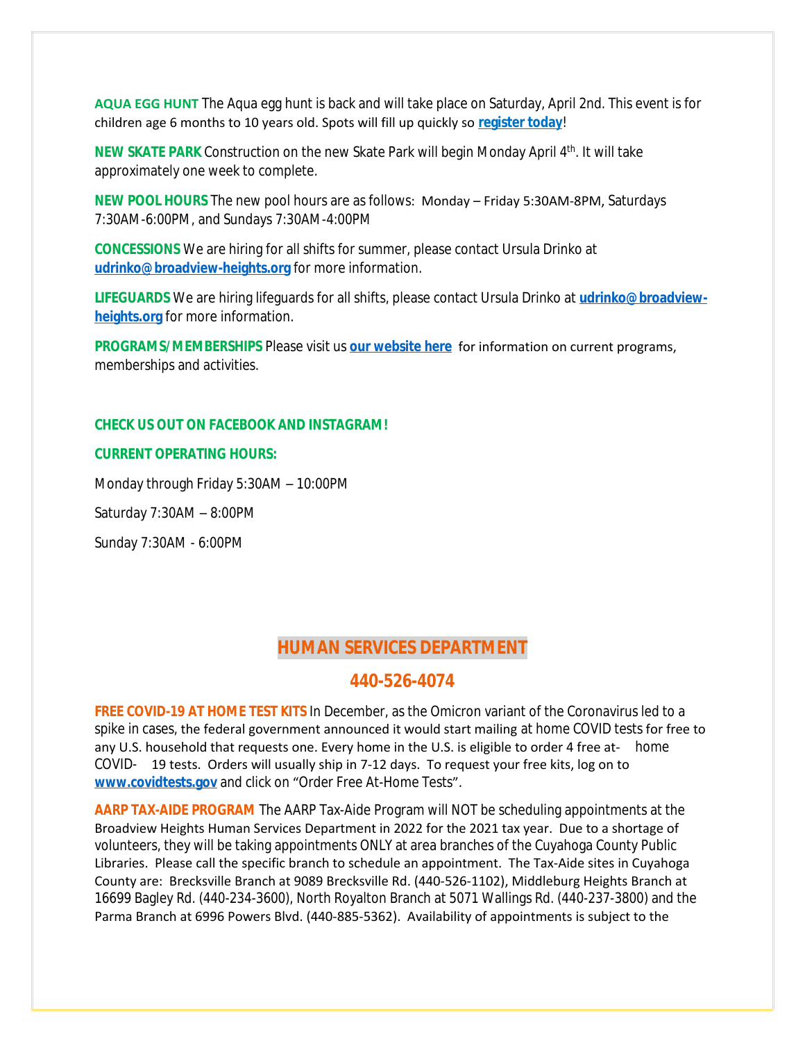**AQUA EGG HUNT** The Aqua egg hunt is back and will take place on Saturday, April 2nd. This event is for children age 6 months to 10 years old. Spots will fill up quickly so **register today**!

**NEW SKATE PARK** Construction on the new Skate Park will begin Monday April 4th. It will take approximately one week to complete.

**NEW POOL HOURS** The new pool hours are as follows: Monday – Friday 5:30AM-8PM, Saturdays 7:30AM-6:00PM, and Sundays 7:30AM-4:00PM

**CONCESSIONS** We are hiring for all shifts for summer, please contact Ursula Drinko at **udrinko@broadview-heights.org** for more information.

**LIFEGUARDS** We are hiring lifeguards for all shifts, please contact Ursula Drinko at **udrinko@broadview-heights.org** for more information.

**PROGRAMS/MEMBERSHIPS** Please visit us **our website here** for information on current programs, memberships and activities.

**CHECK US OUT ON FACEBOOK AND INSTAGRAM!**

**CURRENT OPERATING HOURS:**

Monday through Friday 5:30AM – 10:00PM

Saturday 7:30AM – 8:00PM

Sunday 7:30AM - 6:00PM

## HUMAN SERVICES DEPARTMENT

## 440-526-4074

**FREE COVID-19 AT HOME TEST KITS** In December, as the Omicron variant of the Coronavirus led to a spike in cases, the federal government announced it would start mailing at home COVID tests for free to any U.S. household that requests one. Every home in the U.S. is eligible to order 4 free at-home COVID-19 tests. Orders will usually ship in 7-12 days. To request your free kits, log on to **www.covidtests.gov** and click on "Order Free At-Home Tests".

**AARP TAX-AIDE PROGRAM** The AARP Tax-Aide Program will NOT be scheduling appointments at the Broadview Heights Human Services Department in 2022 for the 2021 tax year. Due to a shortage of volunteers, they will be taking appointments ONLY at area branches of the Cuyahoga County Public Libraries. Please call the specific branch to schedule an appointment. The Tax-Aide sites in Cuyahoga County are: Brecksville Branch at 9089 Brecksville Rd. (440-526-1102), Middleburg Heights Branch at 16699 Bagley Rd. (440-234-3600), North Royalton Branch at 5071 Wallings Rd. (440-237-3800) and the Parma Branch at 6996 Powers Blvd. (440-885-5362). Availability of appointments is subject to the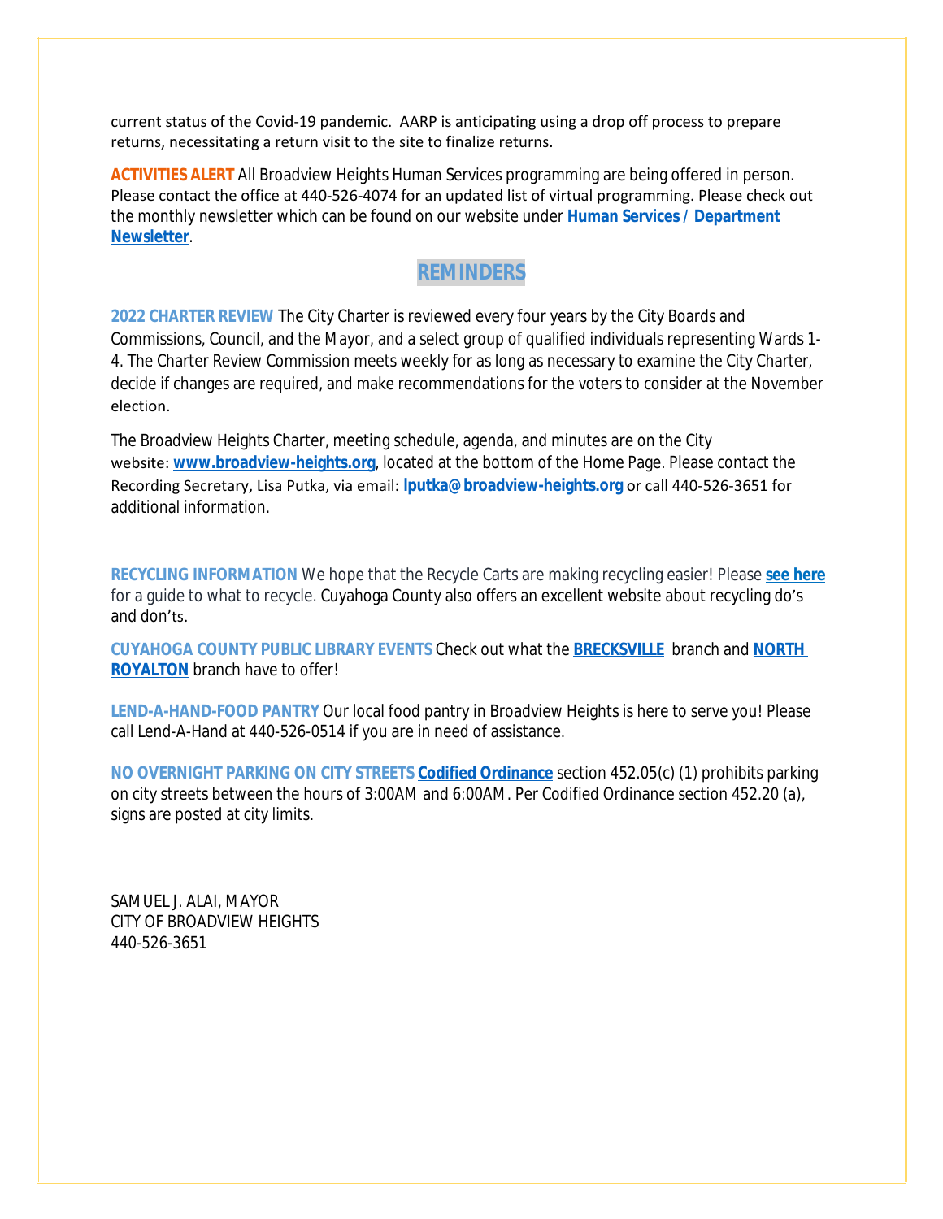current status of the Covid-19 pandemic. AARP is anticipating using a drop off process to prepare returns, necessitating a return visit to the site to finalize returns.

**ACTIVITIES ALERT** All Broadview Heights Human Services programming are being offered in person. Please contact the office at 440-526-4074 for an updated list of virtual programming. Please check out the monthly newsletter which can be found on our website under **Human Services / Department Newsletter**.

## REMINDERS

**2022 CHARTER REVIEW** The City Charter is reviewed every four years by the City Boards and Commissions, Council, and the Mayor, and a select group of qualified individuals representing Wards 1-4. The Charter Review Commission meets weekly for as long as necessary to examine the City Charter, decide if changes are required, and make recommendations for the voters to consider at the November election.

The Broadview Heights Charter, meeting schedule, agenda, and minutes are on the City website: **www.broadview-heights.org**, located at the bottom of the Home Page. Please contact the Recording Secretary, Lisa Putka, via email: **lputka@broadview-heights.org** or call 440-526-3651 for additional information.

**RECYCLING INFORMATION** We hope that the Recycle Carts are making recycling easier! Please **see here** for a guide to what to recycle. Cuyahoga County also offers an excellent website about recycling do's and don'ts.

**CUYAHOGA COUNTY PUBLIC LIBRARY EVENTS** Check out what the **BRECKSVILLE** branch and **NORTH ROYALTON** branch have to offer!

**LEND-A-HAND-FOOD PANTRY** Our local food pantry in Broadview Heights is here to serve you! Please call Lend-A-Hand at 440-526-0514 if you are in need of assistance.

**NO OVERNIGHT PARKING ON CITY STREETS** **Codified Ordinance** section 452.05(c) (1) prohibits parking on city streets between the hours of 3:00AM and 6:00AM. Per Codified Ordinance section 452.20 (a), signs are posted at city limits.

SAMUEL J. ALAI, MAYOR
CITY OF BROADVIEW HEIGHTS
440-526-3651